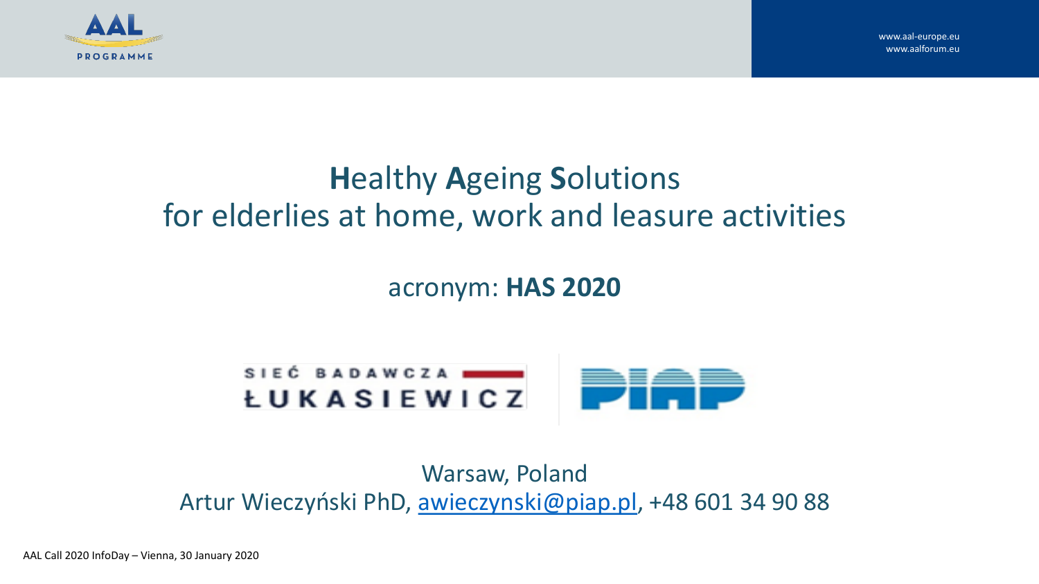# **H**ealthy **A**geing **S**olutions for elderlies at home, work and leasure activities

acronym: **HAS 2020**

SIEĆ BADAWCZA ŁUKASIEWICZ

PIAP

Warsaw, Poland

Artur Wieczyński PhD, awieczynski@piap.pl, +48 601 34 90 88

AAL Call 2020 InfoDay – Vienna, 30 January 2020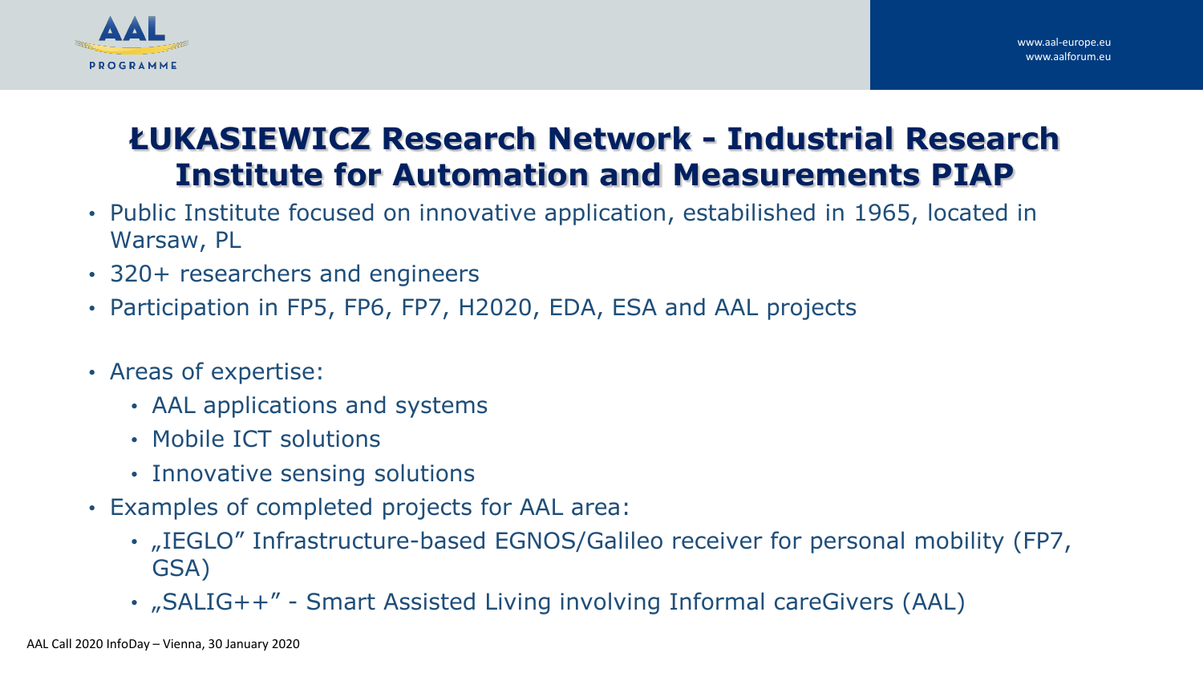# ŁUKASIEWICZ Research Network - Industrial Research Institute for Automation and Measurements PIAP

- Public Institute focused on innovative application, estabilished in 1965, located in Warsaw, PL
- 320+ researchers and engineers
- Participation in FP5, FP6, FP7, H2020, EDA, ESA and AAL projects
- Areas of expertise:
  - AAL applications and systems
  - Mobile ICT solutions
  - Innovative sensing solutions
- Examples of completed projects for AAL area:
  - „IEGLO" Infrastructure-based EGNOS/Galileo receiver for personal mobility (FP7, GSA)
  - „SALIG++" - Smart Assisted Living involving Informal careGivers (AAL)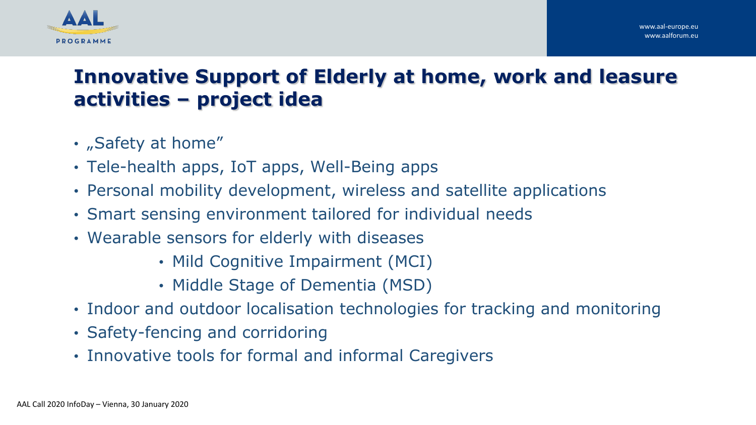# Innovative Support of Elderly at home, work and leasure activities – project idea

- „Safety at home"
- Tele-health apps, IoT apps, Well-Being apps
- Personal mobility development, wireless and satellite applications
- Smart sensing environment tailored for individual needs
- Wearable sensors for elderly with diseases
    - Mild Cognitive Impairment (MCI)
    - Middle Stage of Dementia (MSD)
- Indoor and outdoor localisation technologies for tracking and monitoring
- Safety-fencing and corridoring
- Innovative tools for formal and informal Caregivers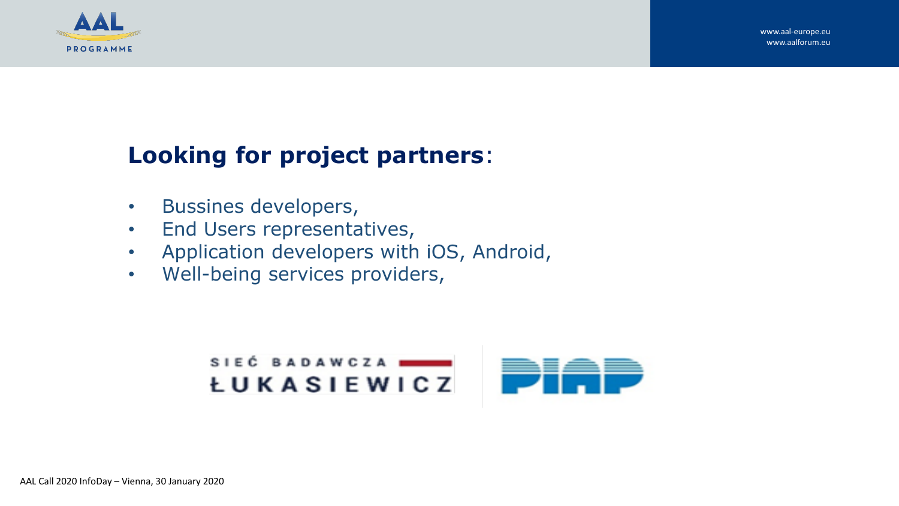**Looking for project partners**:

- Bussines developers,
- End Users representatives,
- Application developers with iOS, Android,
- Well-being services providers,

SIEĆ BADAWCZA ŁUKASIEWICZ

PIAP